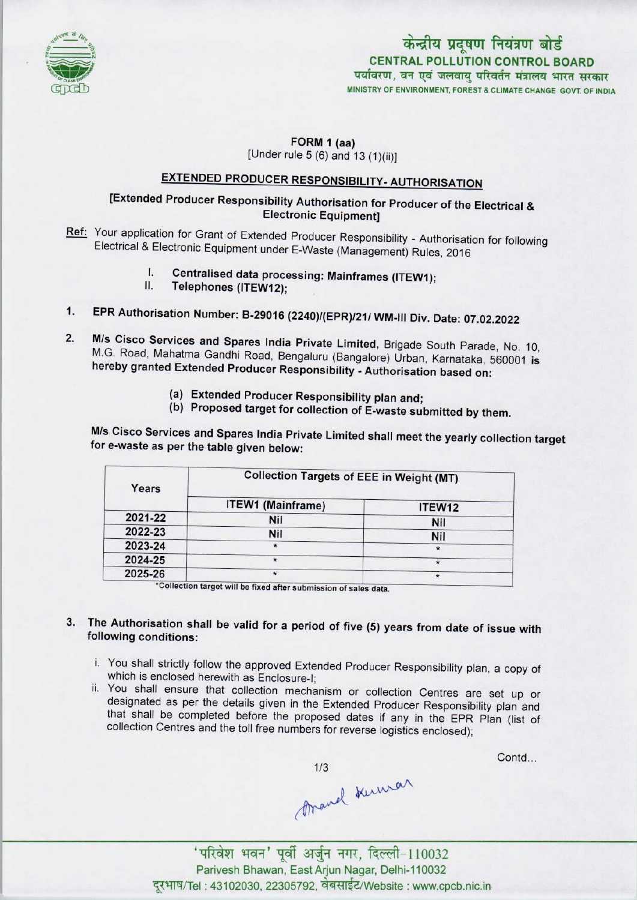केन्द्रीय प्रदूषण नियंत्रण बोर्ड
CENTRAL POLLUTION CONTROL BOARD
पर्यावरण, वन एवं जलवायु परिवर्तन मंत्रालय भारत सरकार
MINISTRY OF ENVIRONMENT, FOREST & CLIMATE CHANGE GOVT. OF INDIA

**FORM 1 (aa)**
[Under rule 5 (6) and 13 (1)(ii)]

## EXTENDED PRODUCER RESPONSIBILITY- AUTHORISATION

**[Extended Producer Responsibility Authorisation for Producer of the Electrical & Electronic Equipment]**

**Ref:** Your application for Grant of Extended Producer Responsibility - Authorisation for following Electrical & Electronic Equipment under E-Waste (Management) Rules, 2016

I. **Centralised data processing: Mainframes (ITEW1);**
II. **Telephones (ITEW12);**

1. **EPR Authorisation Number: B-29016 (2240)/(EPR)/21/ WM-III Div. Date: 07.02.2022**

2. **M/s Cisco Services and Spares India Private Limited,** Brigade South Parade, No. 10, M.G. Road, Mahatma Gandhi Road, Bengaluru (Bangalore) Urban, Karnataka, 560001 **is hereby granted Extended Producer Responsibility - Authorisation based on:**

   (a) **Extended Producer Responsibility plan and;**
   (b) **Proposed target for collection of E-waste submitted by them.**

**M/s Cisco Services and Spares India Private Limited shall meet the yearly collection target for e-waste as per the table given below:**

| Years | Collection Targets of EEE in Weight (MT) | |
|---|---|---|
| | ITEW1 (Mainframe) | ITEW12 |
| 2021-22 | Nil | Nil |
| 2022-23 | Nil | Nil |
| 2023-24 | * | * |
| 2024-25 | * | * |
| 2025-26 | * | * |

*Collection target will be fixed after submission of sales data.

3. **The Authorisation shall be valid for a period of five (5) years from date of issue with following conditions:**

   i. You shall strictly follow the approved Extended Producer Responsibility plan, a copy of which is enclosed herewith as Enclosure-I;
   ii. You shall ensure that collection mechanism or collection Centres are set up or designated as per the details given in the Extended Producer Responsibility plan and that shall be completed before the proposed dates if any in the EPR Plan (list of collection Centres and the toll free numbers for reverse logistics enclosed);

Contd...

Anand Kumar

'परिवेश भवन' पूर्वी अर्जुन नगर, दिल्ली-110032
Parivesh Bhawan, East Arjun Nagar, Delhi-110032
दूरभाष/Tel : 43102030, 22305792, वेबसाईट/Website : www.cpcb.nic.in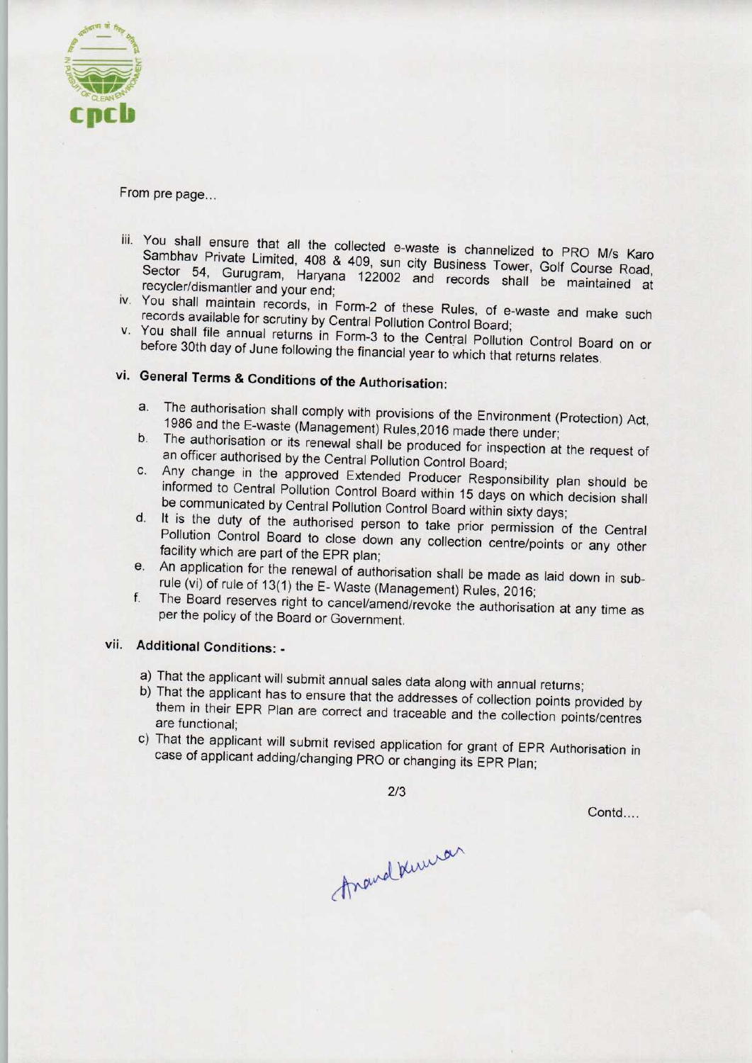From pre page...

iii. You shall ensure that all the collected e-waste is channelized to PRO M/s Karo Sambhav Private Limited, 408 & 409, sun city Business Tower, Golf Course Road, Sector 54, Gurugram, Haryana 122002 and records shall be maintained at recycler/dismantler and your end;

iv. You shall maintain records, in Form-2 of these Rules, of e-waste and make such records available for scrutiny by Central Pollution Control Board;

v. You shall file annual returns in Form-3 to the Central Pollution Control Board on or before 30th day of June following the financial year to which that returns relates.

vi. **General Terms & Conditions of the Authorisation:**

   a. The authorisation shall comply with provisions of the Environment (Protection) Act, 1986 and the E-waste (Management) Rules,2016 made there under;
   b. The authorisation or its renewal shall be produced for inspection at the request of an officer authorised by the Central Pollution Control Board;
   c. Any change in the approved Extended Producer Responsibility plan should be informed to Central Pollution Control Board within 15 days on which decision shall be communicated by Central Pollution Control Board within sixty days;
   d. It is the duty of the authorised person to take prior permission of the Central Pollution Control Board to close down any collection centre/points or any other facility which are part of the EPR plan;
   e. An application for the renewal of authorisation shall be made as laid down in sub-rule (vi) of rule of 13(1) the E- Waste (Management) Rules, 2016;
   f. The Board reserves right to cancel/amend/revoke the authorisation at any time as per the policy of the Board or Government.

vii. **Additional Conditions: -**

   a) That the applicant will submit annual sales data along with annual returns;
   b) That the applicant has to ensure that the addresses of collection points provided by them in their EPR Plan are correct and traceable and the collection points/centres are functional;
   c) That the applicant will submit revised application for grant of EPR Authorisation in case of applicant adding/changing PRO or changing its EPR Plan;

Contd....

Anand Kumar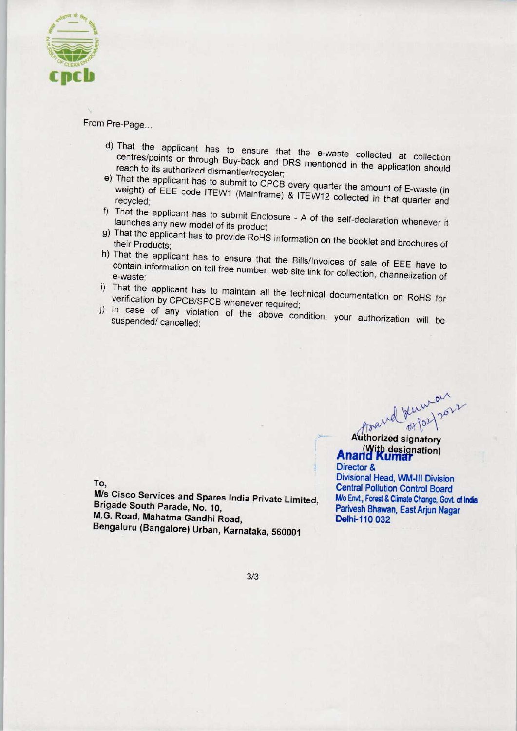From Pre-Page...

d) That the applicant has to ensure that the e-waste collected at collection centres/points or through Buy-back and DRS mentioned in the application should reach to its authorized dismantler/recycler;
e) That the applicant has to submit to CPCB every quarter the amount of E-waste (in weight) of EEE code ITEW1 (Mainframe) & ITEW12 collected in that quarter and recycled;
f) That the applicant has to submit Enclosure - A of the self-declaration whenever it launches any new model of its product
g) That the applicant has to provide RoHS information on the booklet and brochures of their Products;
h) That the applicant has to ensure that the Bills/Invoices of sale of EEE have to contain information on toll free number, web site link for collection, channelization of e-waste;
i) That the applicant has to maintain all the technical documentation on RoHS for verification by CPCB/SPCB whenever required;
j) In case of any violation of the above condition, your authorization will be suspended/ cancelled;

Anand Kumar 09/02/2022

Authorized signatory
(With designation)
**Anand Kumar**
Director &
Divisional Head, WM-III Division
Central Pollution Control Board
M/o Envt., Forest & Climate Change, Govt. of India
Parivesh Bhawan, East Arjun Nagar
Delhi-110 032

To,
M/s Cisco Services and Spares India Private Limited,
Brigade South Parade, No. 10,
M.G. Road, Mahatma Gandhi Road,
Bengaluru (Bangalore) Urban, Karnataka, 560001